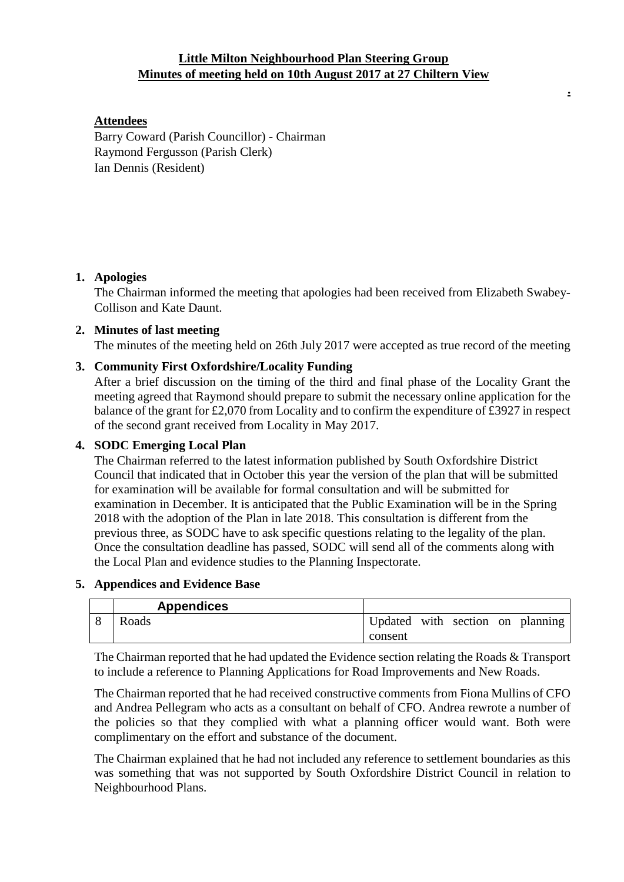**Little Milton Neighbourhood Plan Steering Group**
**Minutes of meeting held on 10th August 2017 at 27 Chiltern View**

**Attendees**

Barry Coward (Parish Councillor) - Chairman
Raymond Fergusson (Parish Clerk)
Ian Dennis (Resident)

1. **Apologies**

   The Chairman informed the meeting that apologies had been received from Elizabeth Swabey-Collison and Kate Daunt.

2. **Minutes of last meeting**

   The minutes of the meeting held on 26th July 2017 were accepted as true record of the meeting

3. **Community First Oxfordshire/Locality Funding**

   After a brief discussion on the timing of the third and final phase of the Locality Grant the meeting agreed that Raymond should prepare to submit the necessary online application for the balance of the grant for £2,070 from Locality and to confirm the expenditure of £3927 in respect of the second grant received from Locality in May 2017.

4. **SODC Emerging Local Plan**

   The Chairman referred to the latest information published by South Oxfordshire District Council that indicated that in October this year the version of the plan that will be submitted for examination will be available for formal consultation and will be submitted for examination in December. It is anticipated that the Public Examination will be in the Spring 2018 with the adoption of the Plan in late 2018. This consultation is different from the previous three, as SODC have to ask specific questions relating to the legality of the plan. Once the consultation deadline has passed, SODC will send all of the comments along with the Local Plan and evidence studies to the Planning Inspectorate.

5. **Appendices and Evidence Base**

| | **Appendices** | |
|---|---|---|
| 8 | Roads | Updated with section on planning consent |

The Chairman reported that he had updated the Evidence section relating the Roads & Transport to include a reference to Planning Applications for Road Improvements and New Roads.

The Chairman reported that he had received constructive comments from Fiona Mullins of CFO and Andrea Pellegram who acts as a consultant on behalf of CFO. Andrea rewrote a number of the policies so that they complied with what a planning officer would want. Both were complimentary on the effort and substance of the document.

The Chairman explained that he had not included any reference to settlement boundaries as this was something that was not supported by South Oxfordshire District Council in relation to Neighbourhood Plans.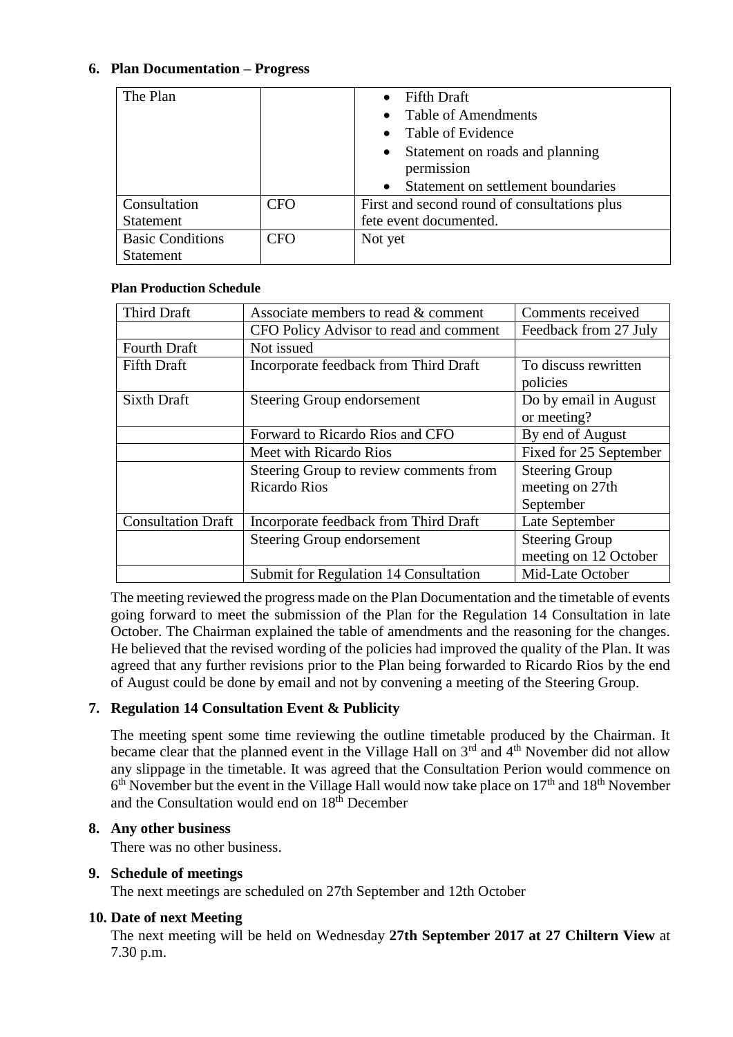## 6. Plan Documentation – Progress

| | | |
|---|---|---|
| The Plan | | • Fifth Draft<br>• Table of Amendments<br>• Table of Evidence<br>• Statement on roads and planning permission<br>• Statement on settlement boundaries |
| Consultation Statement | CFO | First and second round of consultations plus fete event documented. |
| Basic Conditions Statement | CFO | Not yet |

**Plan Production Schedule**

| | | |
|---|---|---|
| Third Draft | Associate members to read & comment | Comments received |
| | CFO Policy Advisor to read and comment | Feedback from 27 July |
| Fourth Draft | Not issued | |
| Fifth Draft | Incorporate feedback from Third Draft | To discuss rewritten policies |
| Sixth Draft | Steering Group endorsement | Do by email in August or meeting? |
| | Forward to Ricardo Rios and CFO | By end of August |
| | Meet with Ricardo Rios | Fixed for 25 September |
| | Steering Group to review comments from Ricardo Rios | Steering Group meeting on 27th September |
| Consultation Draft | Incorporate feedback from Third Draft | Late September |
| | Steering Group endorsement | Steering Group meeting on 12 October |
| | Submit for Regulation 14 Consultation | Mid-Late October |

The meeting reviewed the progress made on the Plan Documentation and the timetable of events going forward to meet the submission of the Plan for the Regulation 14 Consultation in late October. The Chairman explained the table of amendments and the reasoning for the changes. He believed that the revised wording of the policies had improved the quality of the Plan. It was agreed that any further revisions prior to the Plan being forwarded to Ricardo Rios by the end of August could be done by email and not by convening a meeting of the Steering Group.

## 7. Regulation 14 Consultation Event & Publicity

The meeting spent some time reviewing the outline timetable produced by the Chairman. It became clear that the planned event in the Village Hall on 3rd and 4th November did not allow any slippage in the timetable. It was agreed that the Consultation Perion would commence on 6th November but the event in the Village Hall would now take place on 17th and 18th November and the Consultation would end on 18th December

## 8. Any other business

There was no other business.

## 9. Schedule of meetings

The next meetings are scheduled on 27th September and 12th October

## 10. Date of next Meeting

The next meeting will be held on Wednesday **27th September 2017 at 27 Chiltern View** at 7.30 p.m.